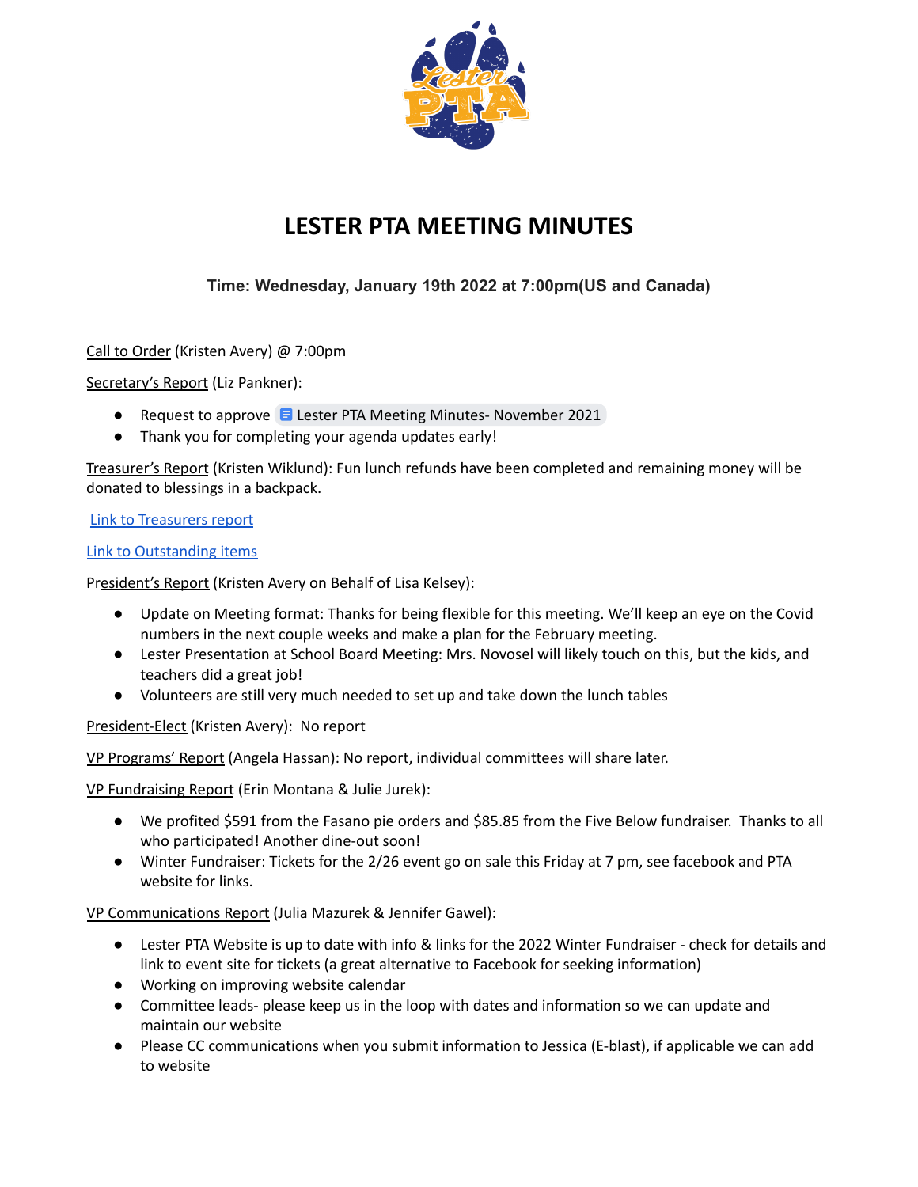# LESTER PTA MEETING MINUTES

### Time: Wednesday, January 19th 2022 at 7:00pm(US and Canada)

Call to Order (Kristen Avery) @ 7:00pm

Secretary's Report (Liz Pankner):

- Request to approve Lester PTA Meeting Minutes- November 2021
- Thank you for completing your agenda updates early!

Treasurer's Report (Kristen Wiklund): Fun lunch refunds have been completed and remaining money will be donated to blessings in a backpack.

Link to Treasurers report

Link to Outstanding items

President's Report (Kristen Avery on Behalf of Lisa Kelsey):

- Update on Meeting format: Thanks for being flexible for this meeting. We'll keep an eye on the Covid numbers in the next couple weeks and make a plan for the February meeting.
- Lester Presentation at School Board Meeting: Mrs. Novosel will likely touch on this, but the kids, and teachers did a great job!
- Volunteers are still very much needed to set up and take down the lunch tables

President-Elect (Kristen Avery): No report

VP Programs' Report (Angela Hassan): No report, individual committees will share later.

VP Fundraising Report (Erin Montana & Julie Jurek):

- We profited $591 from the Fasano pie orders and $85.85 from the Five Below fundraiser. Thanks to all who participated! Another dine-out soon!
- Winter Fundraiser: Tickets for the 2/26 event go on sale this Friday at 7 pm, see facebook and PTA website for links.

VP Communications Report (Julia Mazurek & Jennifer Gawel):

- Lester PTA Website is up to date with info & links for the 2022 Winter Fundraiser - check for details and link to event site for tickets (a great alternative to Facebook for seeking information)
- Working on improving website calendar
- Committee leads- please keep us in the loop with dates and information so we can update and maintain our website
- Please CC communications when you submit information to Jessica (E-blast), if applicable we can add to website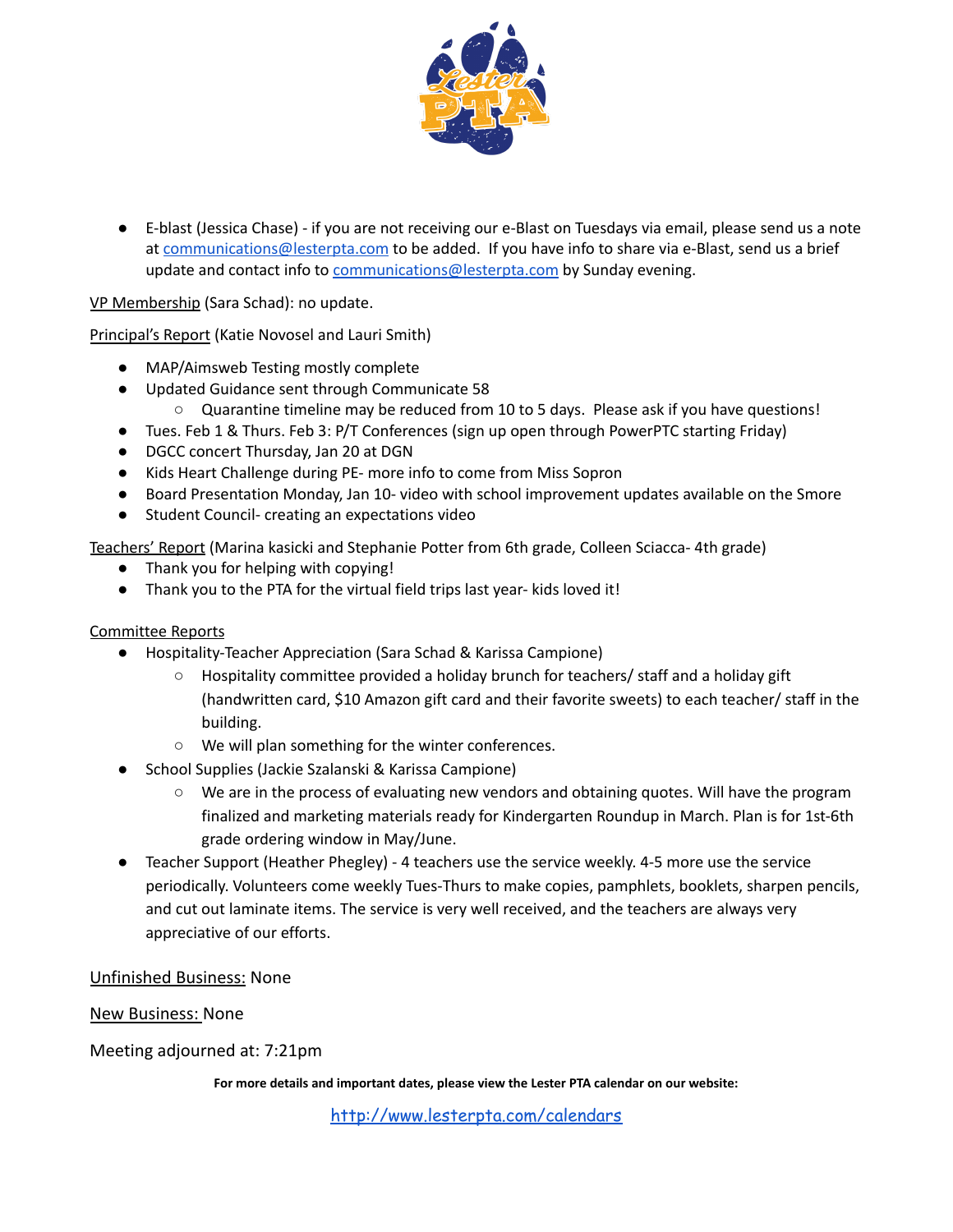- E-blast (Jessica Chase) - if you are not receiving our e-Blast on Tuesdays via email, please send us a note at communications@lesterpta.com to be added. If you have info to share via e-Blast, send us a brief update and contact info to communications@lesterpta.com by Sunday evening.

VP Membership (Sara Schad): no update.

Principal's Report (Katie Novosel and Lauri Smith)

- MAP/Aimsweb Testing mostly complete
- Updated Guidance sent through Communicate 58
  - Quarantine timeline may be reduced from 10 to 5 days. Please ask if you have questions!
- Tues. Feb 1 & Thurs. Feb 3: P/T Conferences (sign up open through PowerPTC starting Friday)
- DGCC concert Thursday, Jan 20 at DGN
- Kids Heart Challenge during PE- more info to come from Miss Sopron
- Board Presentation Monday, Jan 10- video with school improvement updates available on the Smore
- Student Council- creating an expectations video

Teachers' Report (Marina kasicki and Stephanie Potter from 6th grade, Colleen Sciacca- 4th grade)

- Thank you for helping with copying!
- Thank you to the PTA for the virtual field trips last year- kids loved it!

Committee Reports

- Hospitality-Teacher Appreciation (Sara Schad & Karissa Campione)
  - Hospitality committee provided a holiday brunch for teachers/ staff and a holiday gift (handwritten card, $10 Amazon gift card and their favorite sweets) to each teacher/ staff in the building.
  - We will plan something for the winter conferences.
- School Supplies (Jackie Szalanski & Karissa Campione)
  - We are in the process of evaluating new vendors and obtaining quotes. Will have the program finalized and marketing materials ready for Kindergarten Roundup in March. Plan is for 1st-6th grade ordering window in May/June.
- Teacher Support (Heather Phegley) - 4 teachers use the service weekly. 4-5 more use the service periodically. Volunteers come weekly Tues-Thurs to make copies, pamphlets, booklets, sharpen pencils, and cut out laminate items. The service is very well received, and the teachers are always very appreciative of our efforts.

Unfinished Business: None

New Business: None

Meeting adjourned at: 7:21pm

**For more details and important dates, please view the Lester PTA calendar on our website:**

http://www.lesterpta.com/calendars